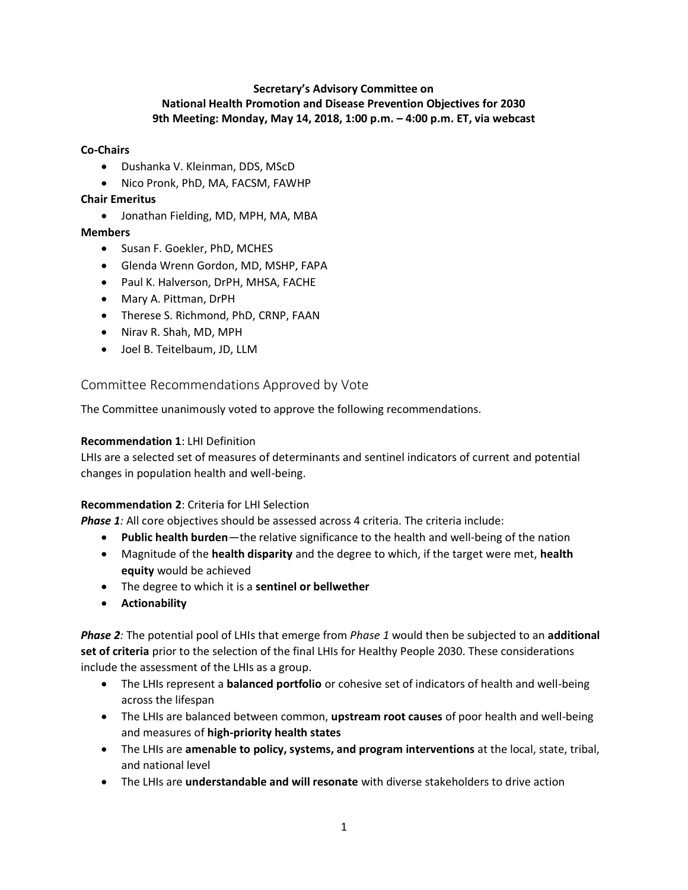**Secretary's Advisory Committee on**
**National Health Promotion and Disease Prevention Objectives for 2030**
**9th Meeting: Monday, May 14, 2018, 1:00 p.m. – 4:00 p.m. ET, via webcast**

**Co-Chairs**

- Dushanka V. Kleinman, DDS, MScD
- Nico Pronk, PhD, MA, FACSM, FAWHP

**Chair Emeritus**

- Jonathan Fielding, MD, MPH, MA, MBA

**Members**

- Susan F. Goekler, PhD, MCHES
- Glenda Wrenn Gordon, MD, MSHP, FAPA
- Paul K. Halverson, DrPH, MHSA, FACHE
- Mary A. Pittman, DrPH
- Therese S. Richmond, PhD, CRNP, FAAN
- Nirav R. Shah, MD, MPH
- Joel B. Teitelbaum, JD, LLM

## Committee Recommendations Approved by Vote

The Committee unanimously voted to approve the following recommendations.

**Recommendation 1**: LHI Definition
LHIs are a selected set of measures of determinants and sentinel indicators of current and potential changes in population health and well-being.

**Recommendation 2**: Criteria for LHI Selection
***Phase 1**:* All core objectives should be assessed across 4 criteria. The criteria include:

- **Public health burden**—the relative significance to the health and well-being of the nation
- Magnitude of the **health disparity** and the degree to which, if the target were met, **health equity** would be achieved
- The degree to which it is a **sentinel or bellwether**
- **Actionability**

***Phase 2**:* The potential pool of LHIs that emerge from *Phase 1* would then be subjected to an **additional set of criteria** prior to the selection of the final LHIs for Healthy People 2030. These considerations include the assessment of the LHIs as a group.

- The LHIs represent a **balanced portfolio** or cohesive set of indicators of health and well-being across the lifespan
- The LHIs are balanced between common, **upstream root causes** of poor health and well-being and measures of **high-priority health states**
- The LHIs are **amenable to policy, systems, and program interventions** at the local, state, tribal, and national level
- The LHIs are **understandable and will resonate** with diverse stakeholders to drive action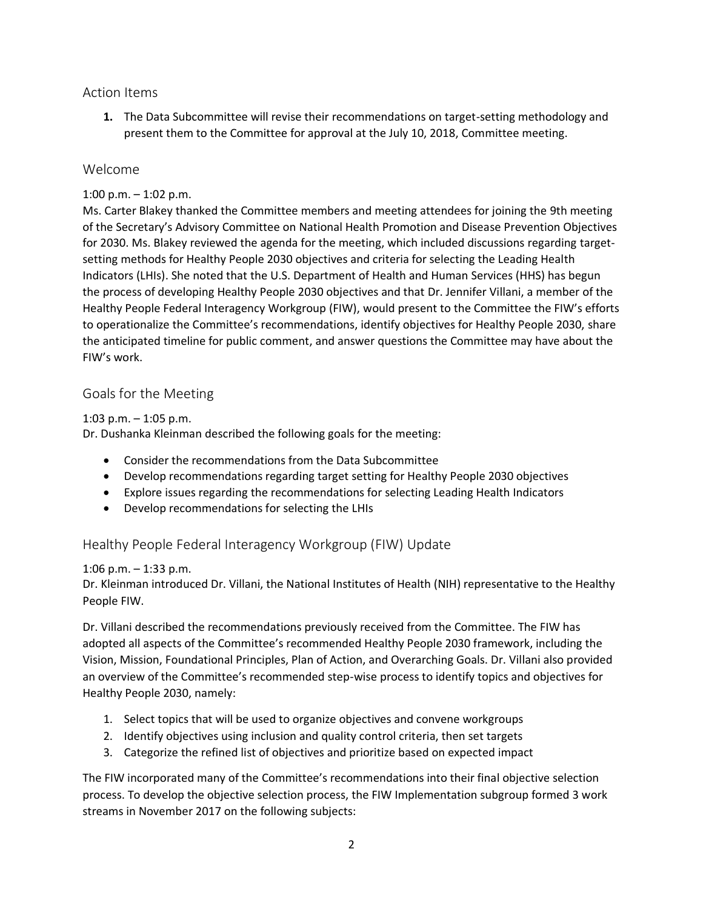## Action Items

1. The Data Subcommittee will revise their recommendations on target-setting methodology and present them to the Committee for approval at the July 10, 2018, Committee meeting.

## Welcome

1:00 p.m. – 1:02 p.m.

Ms. Carter Blakey thanked the Committee members and meeting attendees for joining the 9th meeting of the Secretary's Advisory Committee on National Health Promotion and Disease Prevention Objectives for 2030. Ms. Blakey reviewed the agenda for the meeting, which included discussions regarding target-setting methods for Healthy People 2030 objectives and criteria for selecting the Leading Health Indicators (LHIs). She noted that the U.S. Department of Health and Human Services (HHS) has begun the process of developing Healthy People 2030 objectives and that Dr. Jennifer Villani, a member of the Healthy People Federal Interagency Workgroup (FIW), would present to the Committee the FIW's efforts to operationalize the Committee's recommendations, identify objectives for Healthy People 2030, share the anticipated timeline for public comment, and answer questions the Committee may have about the FIW's work.

## Goals for the Meeting

1:03 p.m. – 1:05 p.m.

Dr. Dushanka Kleinman described the following goals for the meeting:

- Consider the recommendations from the Data Subcommittee
- Develop recommendations regarding target setting for Healthy People 2030 objectives
- Explore issues regarding the recommendations for selecting Leading Health Indicators
- Develop recommendations for selecting the LHIs

## Healthy People Federal Interagency Workgroup (FIW) Update

1:06 p.m. – 1:33 p.m.

Dr. Kleinman introduced Dr. Villani, the National Institutes of Health (NIH) representative to the Healthy People FIW.

Dr. Villani described the recommendations previously received from the Committee. The FIW has adopted all aspects of the Committee's recommended Healthy People 2030 framework, including the Vision, Mission, Foundational Principles, Plan of Action, and Overarching Goals. Dr. Villani also provided an overview of the Committee's recommended step-wise process to identify topics and objectives for Healthy People 2030, namely:

1. Select topics that will be used to organize objectives and convene workgroups
2. Identify objectives using inclusion and quality control criteria, then set targets
3. Categorize the refined list of objectives and prioritize based on expected impact

The FIW incorporated many of the Committee's recommendations into their final objective selection process. To develop the objective selection process, the FIW Implementation subgroup formed 3 work streams in November 2017 on the following subjects: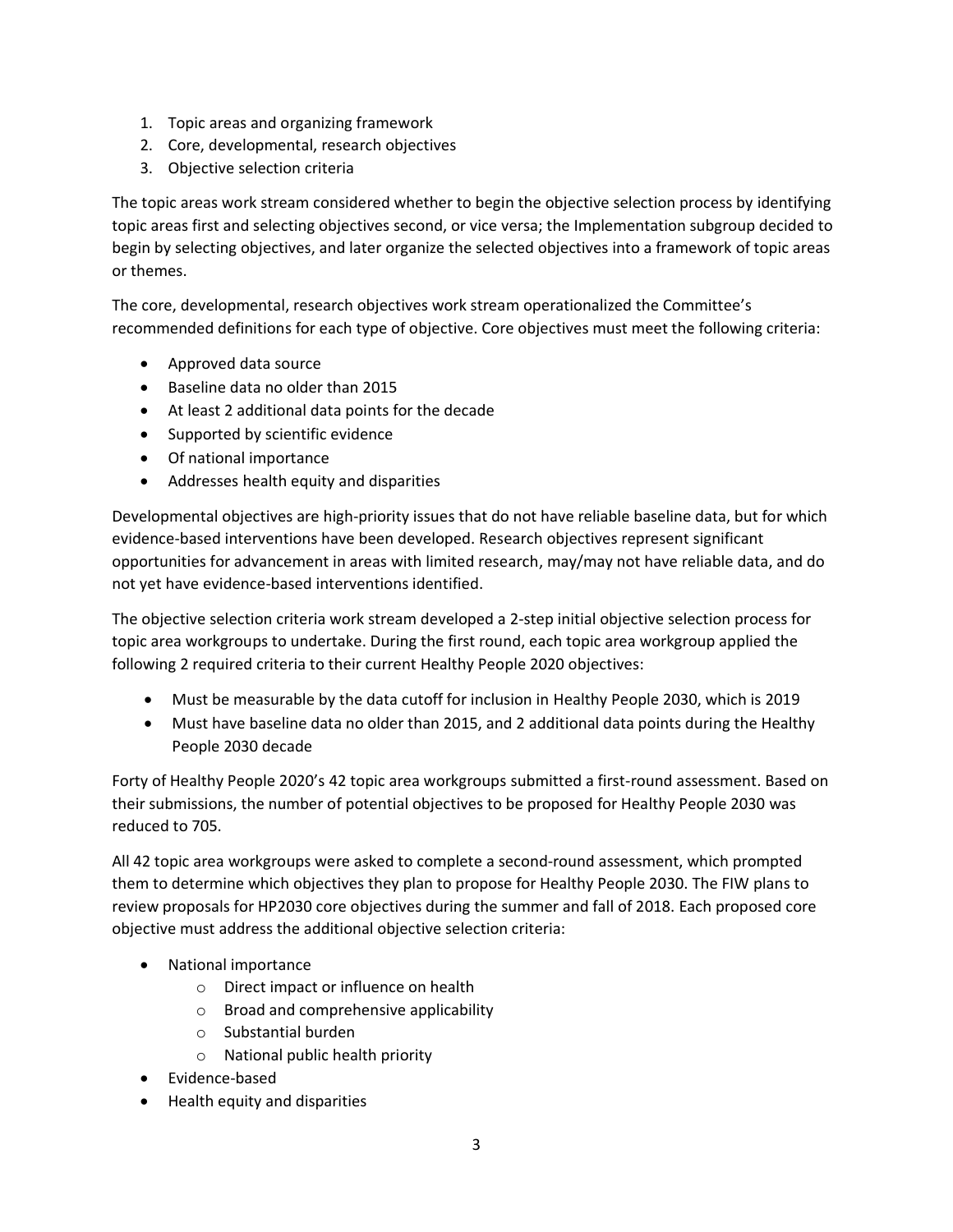1. Topic areas and organizing framework
2. Core, developmental, research objectives
3. Objective selection criteria

The topic areas work stream considered whether to begin the objective selection process by identifying topic areas first and selecting objectives second, or vice versa; the Implementation subgroup decided to begin by selecting objectives, and later organize the selected objectives into a framework of topic areas or themes.

The core, developmental, research objectives work stream operationalized the Committee's recommended definitions for each type of objective. Core objectives must meet the following criteria:

- Approved data source
- Baseline data no older than 2015
- At least 2 additional data points for the decade
- Supported by scientific evidence
- Of national importance
- Addresses health equity and disparities

Developmental objectives are high-priority issues that do not have reliable baseline data, but for which evidence-based interventions have been developed. Research objectives represent significant opportunities for advancement in areas with limited research, may/may not have reliable data, and do not yet have evidence-based interventions identified.

The objective selection criteria work stream developed a 2-step initial objective selection process for topic area workgroups to undertake. During the first round, each topic area workgroup applied the following 2 required criteria to their current Healthy People 2020 objectives:

- Must be measurable by the data cutoff for inclusion in Healthy People 2030, which is 2019
- Must have baseline data no older than 2015, and 2 additional data points during the Healthy People 2030 decade

Forty of Healthy People 2020's 42 topic area workgroups submitted a first-round assessment. Based on their submissions, the number of potential objectives to be proposed for Healthy People 2030 was reduced to 705.

All 42 topic area workgroups were asked to complete a second-round assessment, which prompted them to determine which objectives they plan to propose for Healthy People 2030. The FIW plans to review proposals for HP2030 core objectives during the summer and fall of 2018. Each proposed core objective must address the additional objective selection criteria:

- National importance
  - Direct impact or influence on health
  - Broad and comprehensive applicability
  - Substantial burden
  - National public health priority
- Evidence-based
- Health equity and disparities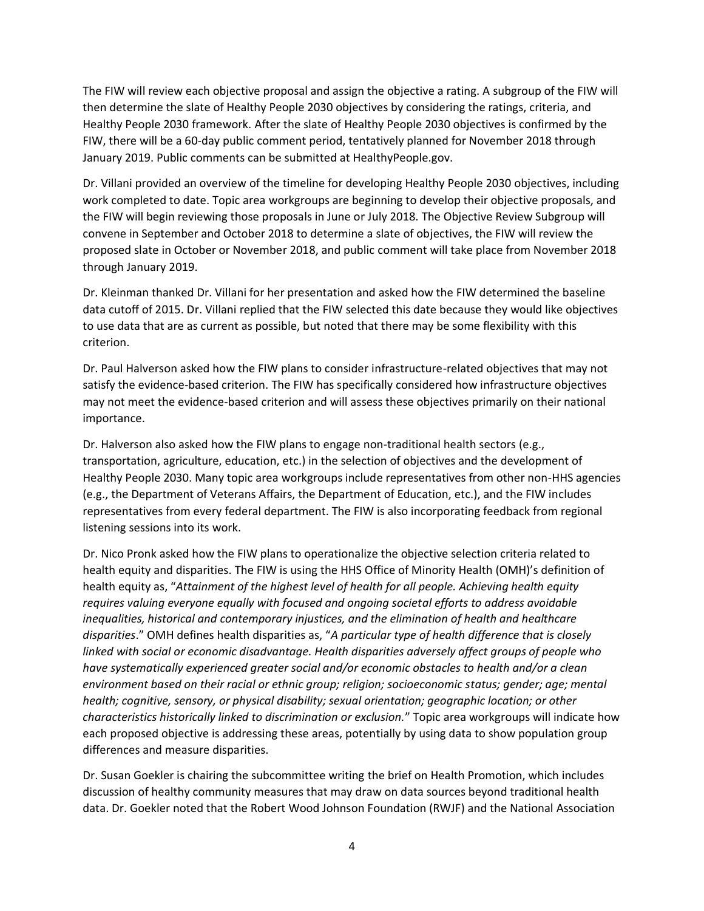The FIW will review each objective proposal and assign the objective a rating. A subgroup of the FIW will then determine the slate of Healthy People 2030 objectives by considering the ratings, criteria, and Healthy People 2030 framework. After the slate of Healthy People 2030 objectives is confirmed by the FIW, there will be a 60-day public comment period, tentatively planned for November 2018 through January 2019. Public comments can be submitted at HealthyPeople.gov.

Dr. Villani provided an overview of the timeline for developing Healthy People 2030 objectives, including work completed to date. Topic area workgroups are beginning to develop their objective proposals, and the FIW will begin reviewing those proposals in June or July 2018. The Objective Review Subgroup will convene in September and October 2018 to determine a slate of objectives, the FIW will review the proposed slate in October or November 2018, and public comment will take place from November 2018 through January 2019.

Dr. Kleinman thanked Dr. Villani for her presentation and asked how the FIW determined the baseline data cutoff of 2015. Dr. Villani replied that the FIW selected this date because they would like objectives to use data that are as current as possible, but noted that there may be some flexibility with this criterion.

Dr. Paul Halverson asked how the FIW plans to consider infrastructure-related objectives that may not satisfy the evidence-based criterion. The FIW has specifically considered how infrastructure objectives may not meet the evidence-based criterion and will assess these objectives primarily on their national importance.

Dr. Halverson also asked how the FIW plans to engage non-traditional health sectors (e.g., transportation, agriculture, education, etc.) in the selection of objectives and the development of Healthy People 2030. Many topic area workgroups include representatives from other non-HHS agencies (e.g., the Department of Veterans Affairs, the Department of Education, etc.), and the FIW includes representatives from every federal department. The FIW is also incorporating feedback from regional listening sessions into its work.

Dr. Nico Pronk asked how the FIW plans to operationalize the objective selection criteria related to health equity and disparities. The FIW is using the HHS Office of Minority Health (OMH)'s definition of health equity as, "*Attainment of the highest level of health for all people. Achieving health equity requires valuing everyone equally with focused and ongoing societal efforts to address avoidable inequalities, historical and contemporary injustices, and the elimination of health and healthcare disparities*." OMH defines health disparities as, "*A particular type of health difference that is closely linked with social or economic disadvantage. Health disparities adversely affect groups of people who have systematically experienced greater social and/or economic obstacles to health and/or a clean environment based on their racial or ethnic group; religion; socioeconomic status; gender; age; mental health; cognitive, sensory, or physical disability; sexual orientation; geographic location; or other characteristics historically linked to discrimination or exclusion.*" Topic area workgroups will indicate how each proposed objective is addressing these areas, potentially by using data to show population group differences and measure disparities.

Dr. Susan Goekler is chairing the subcommittee writing the brief on Health Promotion, which includes discussion of healthy community measures that may draw on data sources beyond traditional health data. Dr. Goekler noted that the Robert Wood Johnson Foundation (RWJF) and the National Association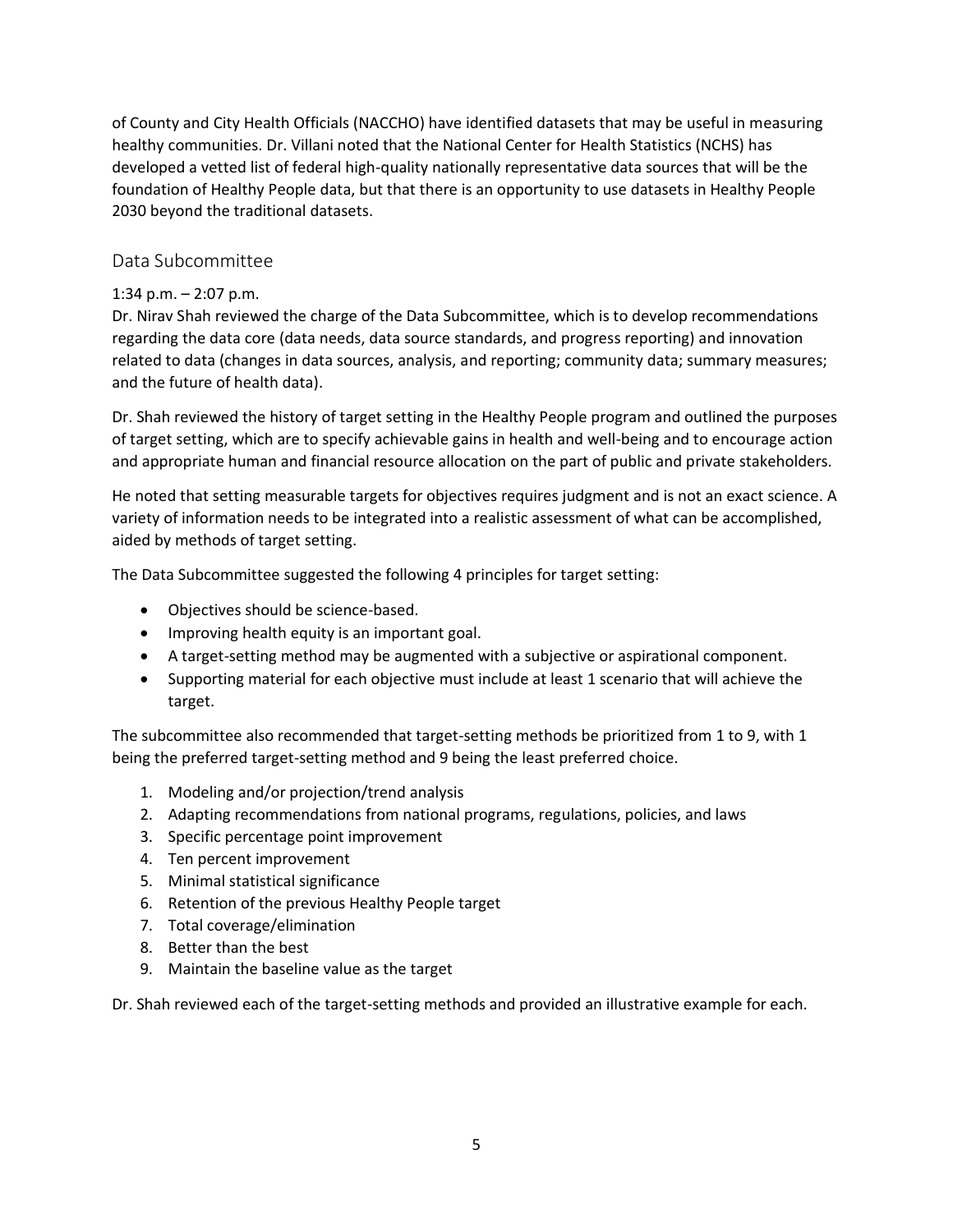of County and City Health Officials (NACCHO) have identified datasets that may be useful in measuring healthy communities. Dr. Villani noted that the National Center for Health Statistics (NCHS) has developed a vetted list of federal high-quality nationally representative data sources that will be the foundation of Healthy People data, but that there is an opportunity to use datasets in Healthy People 2030 beyond the traditional datasets.

## Data Subcommittee

1:34 p.m. – 2:07 p.m.

Dr. Nirav Shah reviewed the charge of the Data Subcommittee, which is to develop recommendations regarding the data core (data needs, data source standards, and progress reporting) and innovation related to data (changes in data sources, analysis, and reporting; community data; summary measures; and the future of health data).

Dr. Shah reviewed the history of target setting in the Healthy People program and outlined the purposes of target setting, which are to specify achievable gains in health and well-being and to encourage action and appropriate human and financial resource allocation on the part of public and private stakeholders.

He noted that setting measurable targets for objectives requires judgment and is not an exact science. A variety of information needs to be integrated into a realistic assessment of what can be accomplished, aided by methods of target setting.

The Data Subcommittee suggested the following 4 principles for target setting:

- Objectives should be science-based.
- Improving health equity is an important goal.
- A target-setting method may be augmented with a subjective or aspirational component.
- Supporting material for each objective must include at least 1 scenario that will achieve the target.

The subcommittee also recommended that target-setting methods be prioritized from 1 to 9, with 1 being the preferred target-setting method and 9 being the least preferred choice.

1. Modeling and/or projection/trend analysis
2. Adapting recommendations from national programs, regulations, policies, and laws
3. Specific percentage point improvement
4. Ten percent improvement
5. Minimal statistical significance
6. Retention of the previous Healthy People target
7. Total coverage/elimination
8. Better than the best
9. Maintain the baseline value as the target

Dr. Shah reviewed each of the target-setting methods and provided an illustrative example for each.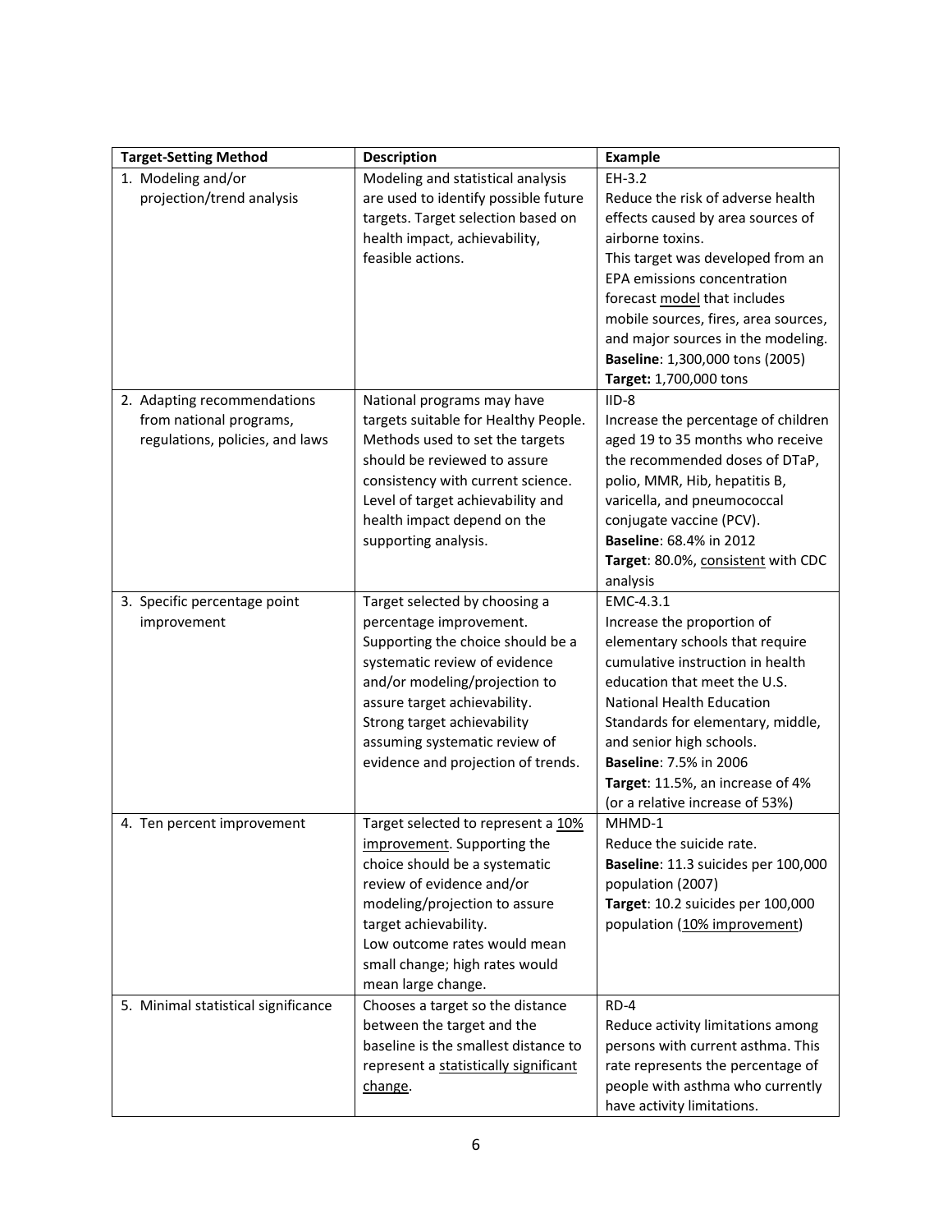| Target-Setting Method | Description | Example |
|---|---|---|
| 1. Modeling and/or projection/trend analysis | Modeling and statistical analysis are used to identify possible future targets. Target selection based on health impact, achievability, feasible actions. | EH-3.2<br>Reduce the risk of adverse health effects caused by area sources of airborne toxins.<br>This target was developed from an EPA emissions concentration forecast model that includes mobile sources, fires, area sources, and major sources in the modeling.<br>**Baseline**: 1,300,000 tons (2005)<br>**Target:** 1,700,000 tons |
| 2. Adapting recommendations from national programs, regulations, policies, and laws | National programs may have targets suitable for Healthy People. Methods used to set the targets should be reviewed to assure consistency with current science. Level of target achievability and health impact depend on the supporting analysis. | IID-8<br>Increase the percentage of children aged 19 to 35 months who receive the recommended doses of DTaP, polio, MMR, Hib, hepatitis B, varicella, and pneumococcal conjugate vaccine (PCV).<br>**Baseline**: 68.4% in 2012<br>**Target**: 80.0%, consistent with CDC analysis |
| 3. Specific percentage point improvement | Target selected by choosing a percentage improvement. Supporting the choice should be a systematic review of evidence and/or modeling/projection to assure target achievability.<br>Strong target achievability assuming systematic review of evidence and projection of trends. | EMC-4.3.1<br>Increase the proportion of elementary schools that require cumulative instruction in health education that meet the U.S. National Health Education Standards for elementary, middle, and senior high schools.<br>**Baseline**: 7.5% in 2006<br>**Target**: 11.5%, an increase of 4% (or a relative increase of 53%) |
| 4. Ten percent improvement | Target selected to represent a 10% improvement. Supporting the choice should be a systematic review of evidence and/or modeling/projection to assure target achievability.<br>Low outcome rates would mean small change; high rates would mean large change. | MHMD-1<br>Reduce the suicide rate.<br>**Baseline**: 11.3 suicides per 100,000 population (2007)<br>**Target**: 10.2 suicides per 100,000 population (10% improvement) |
| 5. Minimal statistical significance | Chooses a target so the distance between the target and the baseline is the smallest distance to represent a statistically significant change. | RD-4<br>Reduce activity limitations among persons with current asthma. This rate represents the percentage of people with asthma who currently have activity limitations. |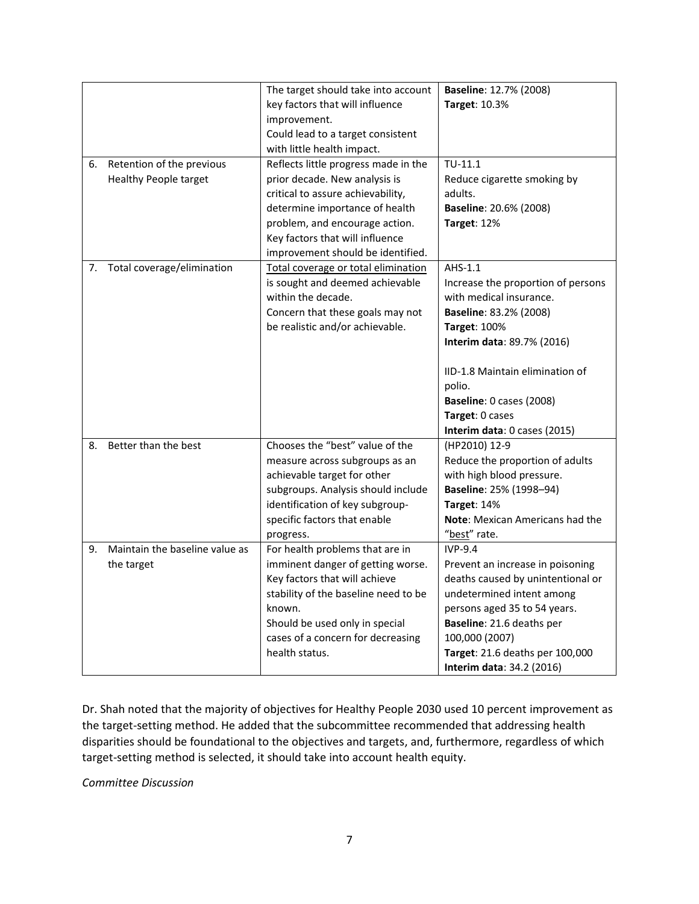| | | |
|---|---|---|
| | The target should take into account key factors that will influence improvement. Could lead to a target consistent with little health impact. | **Baseline**: 12.7% (2008) **Target**: 10.3% |
| 6. Retention of the previous Healthy People target | Reflects little progress made in the prior decade. New analysis is critical to assure achievability, determine importance of health problem, and encourage action. Key factors that will influence improvement should be identified. | TU-11.1 Reduce cigarette smoking by adults. **Baseline**: 20.6% (2008) **Target**: 12% |
| 7. Total coverage/elimination | Total coverage or total elimination is sought and deemed achievable within the decade. Concern that these goals may not be realistic and/or achievable. | AHS-1.1 Increase the proportion of persons with medical insurance. **Baseline**: 83.2% (2008) **Target**: 100% **Interim data**: 89.7% (2016)<br><br>IID-1.8 Maintain elimination of polio. **Baseline**: 0 cases (2008) **Target**: 0 cases **Interim data**: 0 cases (2015) |
| 8. Better than the best | Chooses the "best" value of the measure across subgroups as an achievable target for other subgroups. Analysis should include identification of key subgroup-specific factors that enable progress. | (HP2010) 12-9 Reduce the proportion of adults with high blood pressure. **Baseline**: 25% (1998–94) **Target**: 14% **Note**: Mexican Americans had the "best" rate. |
| 9. Maintain the baseline value as the target | For health problems that are in imminent danger of getting worse. Key factors that will achieve stability of the baseline need to be known. Should be used only in special cases of a concern for decreasing health status. | IVP-9.4 Prevent an increase in poisoning deaths caused by unintentional or undetermined intent among persons aged 35 to 54 years. **Baseline**: 21.6 deaths per 100,000 (2007) **Target**: 21.6 deaths per 100,000 **Interim data**: 34.2 (2016) |

Dr. Shah noted that the majority of objectives for Healthy People 2030 used 10 percent improvement as the target-setting method. He added that the subcommittee recommended that addressing health disparities should be foundational to the objectives and targets, and, furthermore, regardless of which target-setting method is selected, it should take into account health equity.

*Committee Discussion*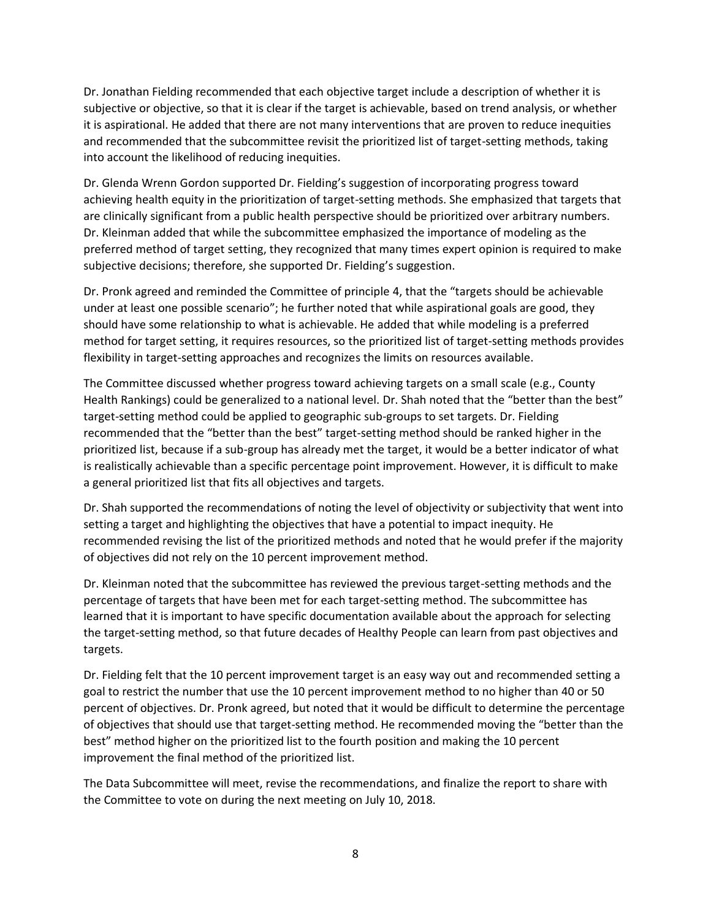Dr. Jonathan Fielding recommended that each objective target include a description of whether it is subjective or objective, so that it is clear if the target is achievable, based on trend analysis, or whether it is aspirational. He added that there are not many interventions that are proven to reduce inequities and recommended that the subcommittee revisit the prioritized list of target-setting methods, taking into account the likelihood of reducing inequities.

Dr. Glenda Wrenn Gordon supported Dr. Fielding's suggestion of incorporating progress toward achieving health equity in the prioritization of target-setting methods. She emphasized that targets that are clinically significant from a public health perspective should be prioritized over arbitrary numbers. Dr. Kleinman added that while the subcommittee emphasized the importance of modeling as the preferred method of target setting, they recognized that many times expert opinion is required to make subjective decisions; therefore, she supported Dr. Fielding's suggestion.

Dr. Pronk agreed and reminded the Committee of principle 4, that the "targets should be achievable under at least one possible scenario"; he further noted that while aspirational goals are good, they should have some relationship to what is achievable. He added that while modeling is a preferred method for target setting, it requires resources, so the prioritized list of target-setting methods provides flexibility in target-setting approaches and recognizes the limits on resources available.

The Committee discussed whether progress toward achieving targets on a small scale (e.g., County Health Rankings) could be generalized to a national level. Dr. Shah noted that the "better than the best" target-setting method could be applied to geographic sub-groups to set targets. Dr. Fielding recommended that the "better than the best" target-setting method should be ranked higher in the prioritized list, because if a sub-group has already met the target, it would be a better indicator of what is realistically achievable than a specific percentage point improvement. However, it is difficult to make a general prioritized list that fits all objectives and targets.

Dr. Shah supported the recommendations of noting the level of objectivity or subjectivity that went into setting a target and highlighting the objectives that have a potential to impact inequity. He recommended revising the list of the prioritized methods and noted that he would prefer if the majority of objectives did not rely on the 10 percent improvement method.

Dr. Kleinman noted that the subcommittee has reviewed the previous target-setting methods and the percentage of targets that have been met for each target-setting method. The subcommittee has learned that it is important to have specific documentation available about the approach for selecting the target-setting method, so that future decades of Healthy People can learn from past objectives and targets.

Dr. Fielding felt that the 10 percent improvement target is an easy way out and recommended setting a goal to restrict the number that use the 10 percent improvement method to no higher than 40 or 50 percent of objectives. Dr. Pronk agreed, but noted that it would be difficult to determine the percentage of objectives that should use that target-setting method. He recommended moving the "better than the best" method higher on the prioritized list to the fourth position and making the 10 percent improvement the final method of the prioritized list.

The Data Subcommittee will meet, revise the recommendations, and finalize the report to share with the Committee to vote on during the next meeting on July 10, 2018.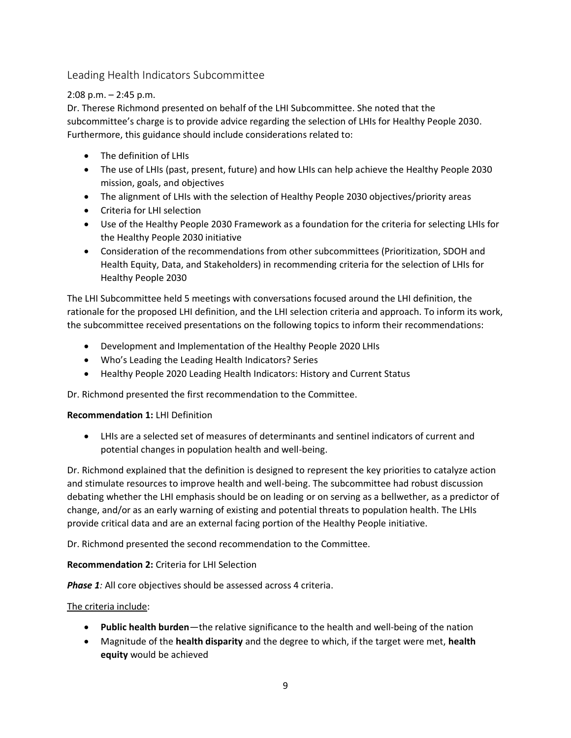## Leading Health Indicators Subcommittee

2:08 p.m. – 2:45 p.m.

Dr. Therese Richmond presented on behalf of the LHI Subcommittee. She noted that the subcommittee's charge is to provide advice regarding the selection of LHIs for Healthy People 2030. Furthermore, this guidance should include considerations related to:

- The definition of LHIs
- The use of LHIs (past, present, future) and how LHIs can help achieve the Healthy People 2030 mission, goals, and objectives
- The alignment of LHIs with the selection of Healthy People 2030 objectives/priority areas
- Criteria for LHI selection
- Use of the Healthy People 2030 Framework as a foundation for the criteria for selecting LHIs for the Healthy People 2030 initiative
- Consideration of the recommendations from other subcommittees (Prioritization, SDOH and Health Equity, Data, and Stakeholders) in recommending criteria for the selection of LHIs for Healthy People 2030

The LHI Subcommittee held 5 meetings with conversations focused around the LHI definition, the rationale for the proposed LHI definition, and the LHI selection criteria and approach. To inform its work, the subcommittee received presentations on the following topics to inform their recommendations:

- Development and Implementation of the Healthy People 2020 LHIs
- Who's Leading the Leading Health Indicators? Series
- Healthy People 2020 Leading Health Indicators: History and Current Status

Dr. Richmond presented the first recommendation to the Committee.

**Recommendation 1:** LHI Definition

- LHIs are a selected set of measures of determinants and sentinel indicators of current and potential changes in population health and well-being.

Dr. Richmond explained that the definition is designed to represent the key priorities to catalyze action and stimulate resources to improve health and well-being. The subcommittee had robust discussion debating whether the LHI emphasis should be on leading or on serving as a bellwether, as a predictor of change, and/or as an early warning of existing and potential threats to population health. The LHIs provide critical data and are an external facing portion of the Healthy People initiative.

Dr. Richmond presented the second recommendation to the Committee.

**Recommendation 2:** Criteria for LHI Selection

***Phase 1**:* All core objectives should be assessed across 4 criteria.

<u>The criteria include</u>:

- **Public health burden**—the relative significance to the health and well-being of the nation
- Magnitude of the **health disparity** and the degree to which, if the target were met, **health equity** would be achieved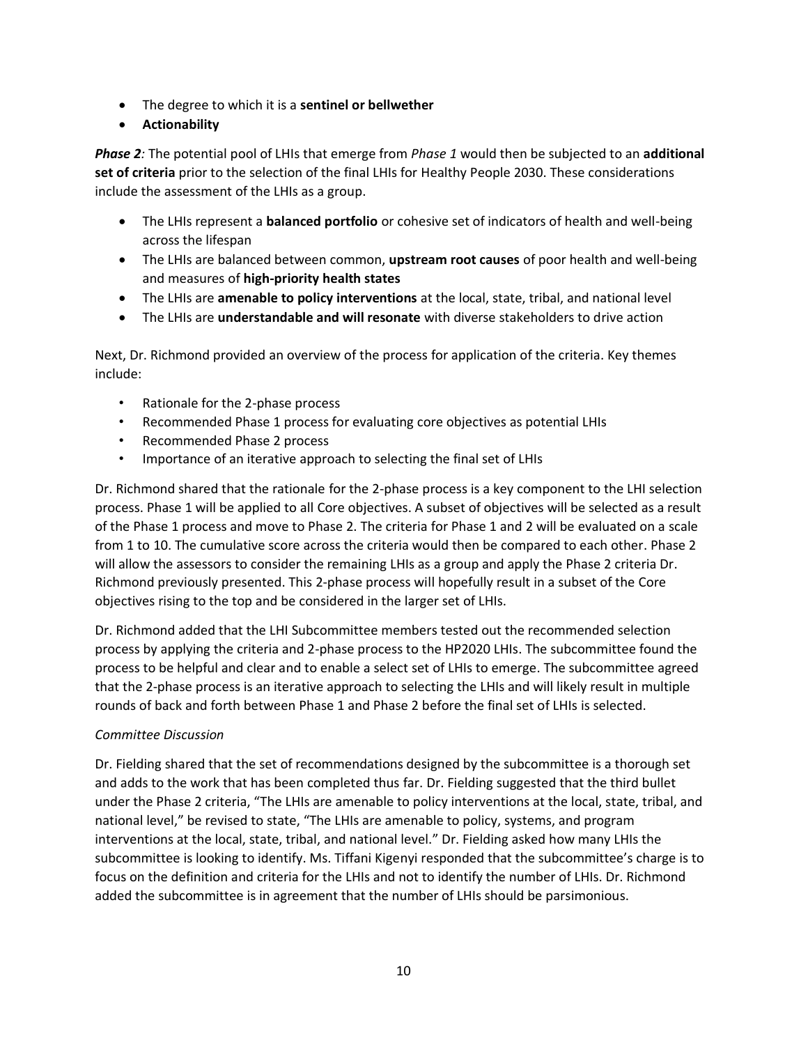- The degree to which it is a **sentinel or bellwether**
- **Actionability**

***Phase 2**:* The potential pool of LHIs that emerge from *Phase 1* would then be subjected to an **additional set of criteria** prior to the selection of the final LHIs for Healthy People 2030. These considerations include the assessment of the LHIs as a group.

- The LHIs represent a **balanced portfolio** or cohesive set of indicators of health and well-being across the lifespan
- The LHIs are balanced between common, **upstream root causes** of poor health and well-being and measures of **high-priority health states**
- The LHIs are **amenable to policy interventions** at the local, state, tribal, and national level
- The LHIs are **understandable and will resonate** with diverse stakeholders to drive action

Next, Dr. Richmond provided an overview of the process for application of the criteria. Key themes include:

- Rationale for the 2-phase process
- Recommended Phase 1 process for evaluating core objectives as potential LHIs
- Recommended Phase 2 process
- Importance of an iterative approach to selecting the final set of LHIs

Dr. Richmond shared that the rationale for the 2-phase process is a key component to the LHI selection process. Phase 1 will be applied to all Core objectives. A subset of objectives will be selected as a result of the Phase 1 process and move to Phase 2. The criteria for Phase 1 and 2 will be evaluated on a scale from 1 to 10. The cumulative score across the criteria would then be compared to each other. Phase 2 will allow the assessors to consider the remaining LHIs as a group and apply the Phase 2 criteria Dr. Richmond previously presented. This 2-phase process will hopefully result in a subset of the Core objectives rising to the top and be considered in the larger set of LHIs.

Dr. Richmond added that the LHI Subcommittee members tested out the recommended selection process by applying the criteria and 2-phase process to the HP2020 LHIs. The subcommittee found the process to be helpful and clear and to enable a select set of LHIs to emerge. The subcommittee agreed that the 2-phase process is an iterative approach to selecting the LHIs and will likely result in multiple rounds of back and forth between Phase 1 and Phase 2 before the final set of LHIs is selected.

*Committee Discussion*

Dr. Fielding shared that the set of recommendations designed by the subcommittee is a thorough set and adds to the work that has been completed thus far. Dr. Fielding suggested that the third bullet under the Phase 2 criteria, "The LHIs are amenable to policy interventions at the local, state, tribal, and national level," be revised to state, "The LHIs are amenable to policy, systems, and program interventions at the local, state, tribal, and national level." Dr. Fielding asked how many LHIs the subcommittee is looking to identify. Ms. Tiffani Kigenyi responded that the subcommittee's charge is to focus on the definition and criteria for the LHIs and not to identify the number of LHIs. Dr. Richmond added the subcommittee is in agreement that the number of LHIs should be parsimonious.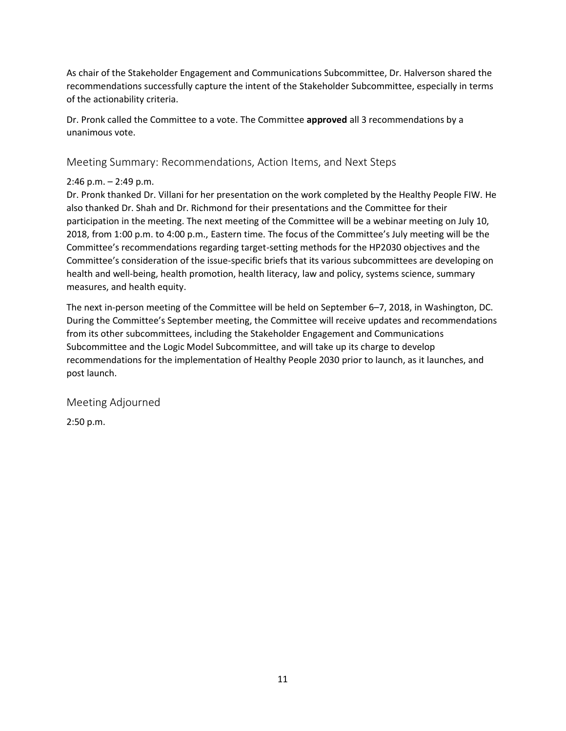As chair of the Stakeholder Engagement and Communications Subcommittee, Dr. Halverson shared the recommendations successfully capture the intent of the Stakeholder Subcommittee, especially in terms of the actionability criteria.

Dr. Pronk called the Committee to a vote. The Committee **approved** all 3 recommendations by a unanimous vote.

## Meeting Summary: Recommendations, Action Items, and Next Steps

2:46 p.m. – 2:49 p.m.

Dr. Pronk thanked Dr. Villani for her presentation on the work completed by the Healthy People FIW. He also thanked Dr. Shah and Dr. Richmond for their presentations and the Committee for their participation in the meeting. The next meeting of the Committee will be a webinar meeting on July 10, 2018, from 1:00 p.m. to 4:00 p.m., Eastern time. The focus of the Committee's July meeting will be the Committee's recommendations regarding target-setting methods for the HP2030 objectives and the Committee's consideration of the issue-specific briefs that its various subcommittees are developing on health and well-being, health promotion, health literacy, law and policy, systems science, summary measures, and health equity.

The next in-person meeting of the Committee will be held on September 6–7, 2018, in Washington, DC. During the Committee's September meeting, the Committee will receive updates and recommendations from its other subcommittees, including the Stakeholder Engagement and Communications Subcommittee and the Logic Model Subcommittee, and will take up its charge to develop recommendations for the implementation of Healthy People 2030 prior to launch, as it launches, and post launch.

## Meeting Adjourned

2:50 p.m.